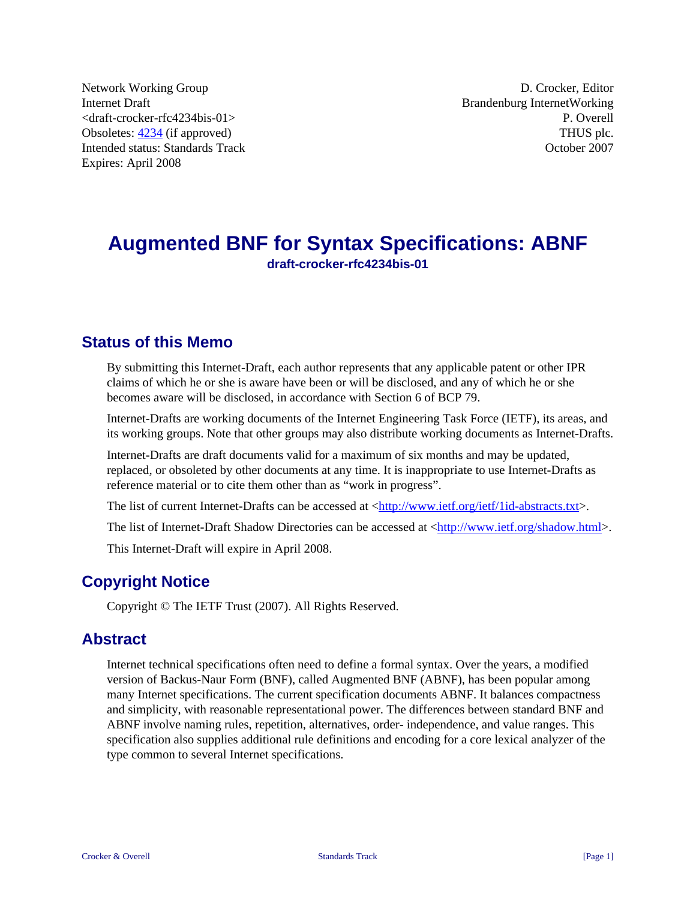Network Working Group
Internet Draft
<draft-crocker-rfc4234bis-01>
Obsoletes: 4234 (if approved)
Intended status: Standards Track
Expires: April 2008

D. Crocker, Editor
Brandenburg InternetWorking
P. Overell
THUS plc.
October 2007

# Augmented BNF for Syntax Specifications: ABNF

**draft-crocker-rfc4234bis-01**

## Status of this Memo

By submitting this Internet-Draft, each author represents that any applicable patent or other IPR claims of which he or she is aware have been or will be disclosed, and any of which he or she becomes aware will be disclosed, in accordance with Section 6 of BCP 79.

Internet-Drafts are working documents of the Internet Engineering Task Force (IETF), its areas, and its working groups. Note that other groups may also distribute working documents as Internet-Drafts.

Internet-Drafts are draft documents valid for a maximum of six months and may be updated, replaced, or obsoleted by other documents at any time. It is inappropriate to use Internet-Drafts as reference material or to cite them other than as "work in progress".

The list of current Internet-Drafts can be accessed at <http://www.ietf.org/ietf/1id-abstracts.txt>.

The list of Internet-Draft Shadow Directories can be accessed at <http://www.ietf.org/shadow.html>.

This Internet-Draft will expire in April 2008.

## Copyright Notice

Copyright © The IETF Trust (2007). All Rights Reserved.

## Abstract

Internet technical specifications often need to define a formal syntax. Over the years, a modified version of Backus-Naur Form (BNF), called Augmented BNF (ABNF), has been popular among many Internet specifications. The current specification documents ABNF. It balances compactness and simplicity, with reasonable representational power. The differences between standard BNF and ABNF involve naming rules, repetition, alternatives, order- independence, and value ranges. This specification also supplies additional rule definitions and encoding for a core lexical analyzer of the type common to several Internet specifications.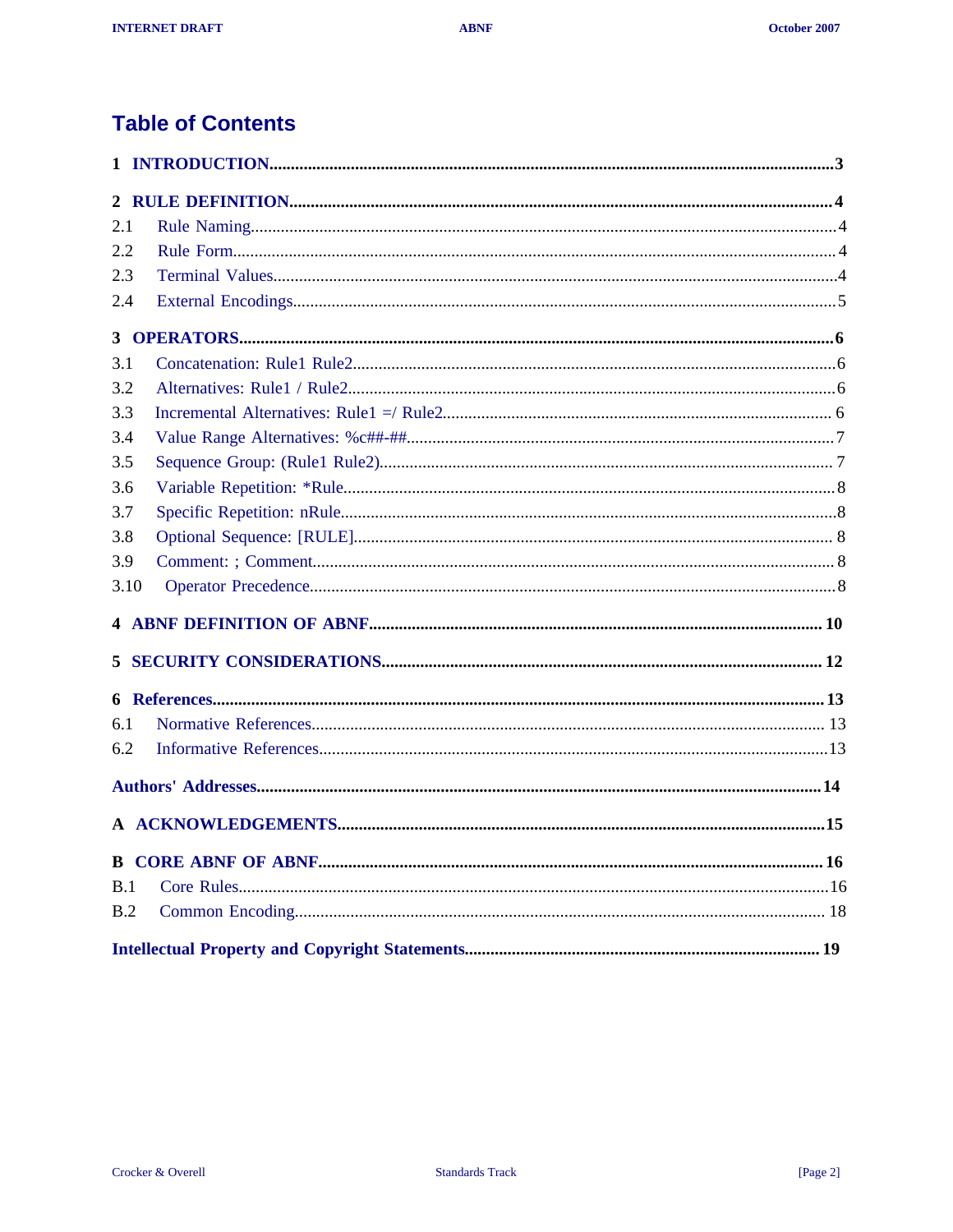# Table of Contents

**1 INTRODUCTION**........................................................................................................................3

**2 RULE DEFINITION**..................................................................................................................4

2.1 Rule Naming........................................................................................................................4

2.2 Rule Form............................................................................................................................4

2.3 Terminal Values....................................................................................................................4

2.4 External Encodings...............................................................................................................5

**3 OPERATORS**...........................................................................................................................6

3.1 Concatenation: Rule1 Rule2................................................................................................6

3.2 Alternatives: Rule1 / Rule2..................................................................................................6

3.3 Incremental Alternatives: Rule1 =/ Rule2..........................................................................6

3.4 Value Range Alternatives: %c##-##.....................................................................................7

3.5 Sequence Group: (Rule1 Rule2)...........................................................................................7

3.6 Variable Repetition: *Rule....................................................................................................8

3.7 Specific Repetition: nRule....................................................................................................8

3.8 Optional Sequence: [RULE].................................................................................................8

3.9 Comment: ; Comment..........................................................................................................8

3.10 Operator Precedence..........................................................................................................8

**4 ABNF DEFINITION OF ABNF**.............................................................................................10

**5 SECURITY CONSIDERATIONS**..........................................................................................12

**6 References**..............................................................................................................................13

6.1 Normative References........................................................................................................13

6.2 Informative References.......................................................................................................13

**Authors' Addresses**.....................................................................................................................14

**A ACKNOWLEDGEMENTS**.....................................................................................................15

**B CORE ABNF OF ABNF**........................................................................................................16

B.1 Core Rules.........................................................................................................................16

B.2 Common Encoding.............................................................................................................18

**Intellectual Property and Copyright Statements**...........................................................................19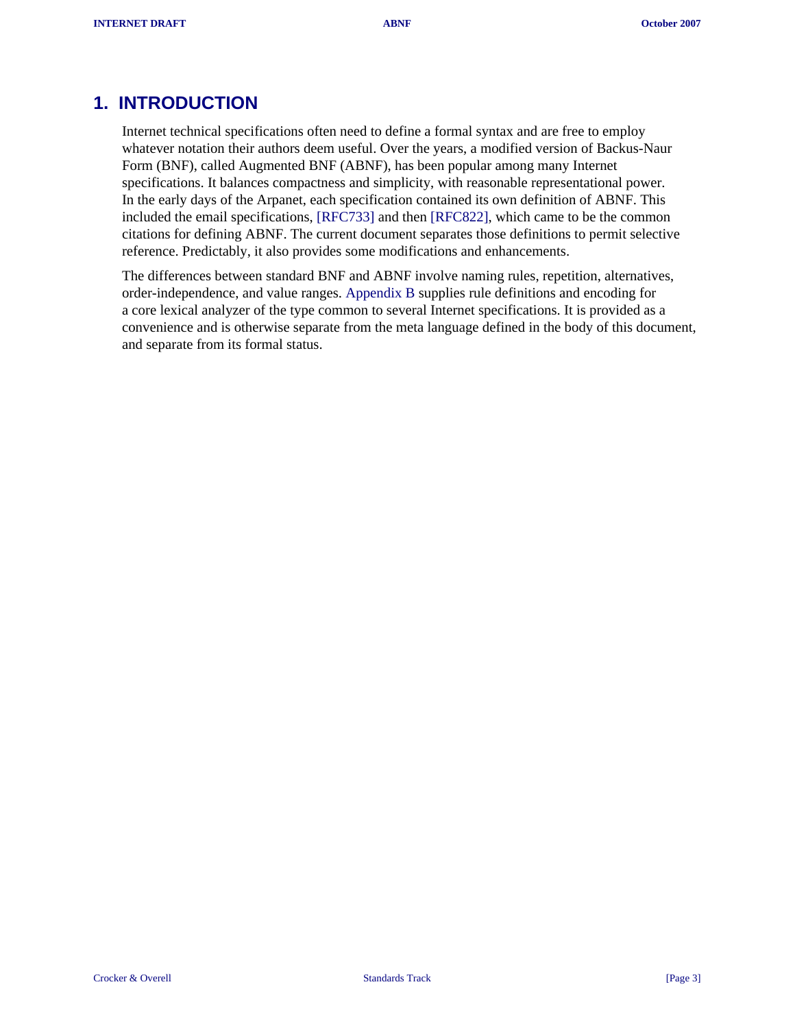# 1. INTRODUCTION

Internet technical specifications often need to define a formal syntax and are free to employ whatever notation their authors deem useful. Over the years, a modified version of Backus-Naur Form (BNF), called Augmented BNF (ABNF), has been popular among many Internet specifications. It balances compactness and simplicity, with reasonable representational power. In the early days of the Arpanet, each specification contained its own definition of ABNF. This included the email specifications, [RFC733] and then [RFC822], which came to be the common citations for defining ABNF. The current document separates those definitions to permit selective reference. Predictably, it also provides some modifications and enhancements.

The differences between standard BNF and ABNF involve naming rules, repetition, alternatives, order-independence, and value ranges. Appendix B supplies rule definitions and encoding for a core lexical analyzer of the type common to several Internet specifications. It is provided as a convenience and is otherwise separate from the meta language defined in the body of this document, and separate from its formal status.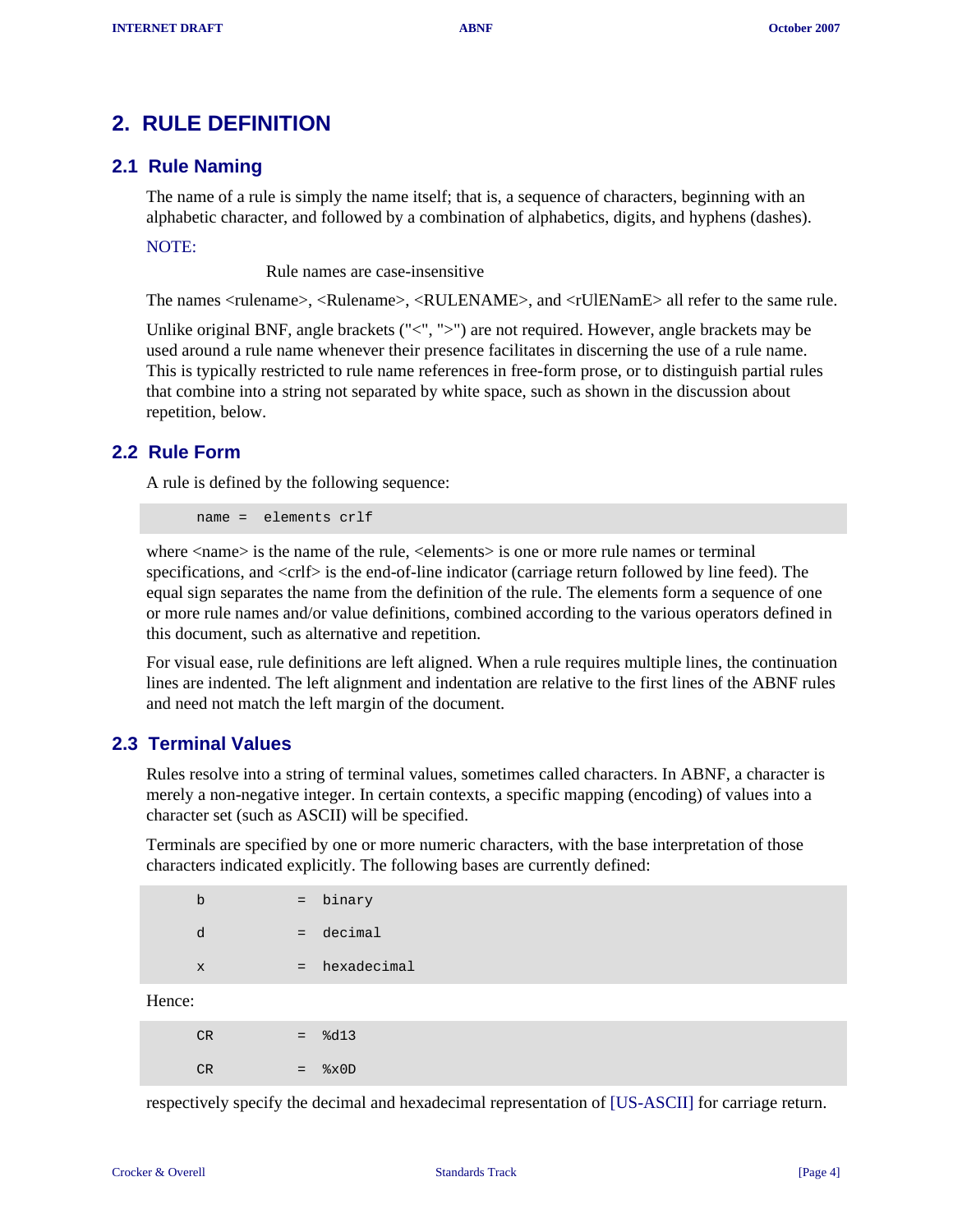# 2. RULE DEFINITION

## 2.1 Rule Naming

The name of a rule is simply the name itself; that is, a sequence of characters, beginning with an alphabetic character, and followed by a combination of alphabetics, digits, and hyphens (dashes).

NOTE:

Rule names are case-insensitive

The names <rulename>, <Rulename>, <RULENAME>, and <rUlENamE> all refer to the same rule.

Unlike original BNF, angle brackets ("<", ">") are not required. However, angle brackets may be used around a rule name whenever their presence facilitates in discerning the use of a rule name. This is typically restricted to rule name references in free-form prose, or to distinguish partial rules that combine into a string not separated by white space, such as shown in the discussion about repetition, below.

## 2.2 Rule Form

A rule is defined by the following sequence:

```
name =  elements crlf
```

where <name> is the name of the rule, <elements> is one or more rule names or terminal specifications, and <crlf> is the end-of-line indicator (carriage return followed by line feed). The equal sign separates the name from the definition of the rule. The elements form a sequence of one or more rule names and/or value definitions, combined according to the various operators defined in this document, such as alternative and repetition.

For visual ease, rule definitions are left aligned. When a rule requires multiple lines, the continuation lines are indented. The left alignment and indentation are relative to the first lines of the ABNF rules and need not match the left margin of the document.

## 2.3 Terminal Values

Rules resolve into a string of terminal values, sometimes called characters. In ABNF, a character is merely a non-negative integer. In certain contexts, a specific mapping (encoding) of values into a character set (such as ASCII) will be specified.

Terminals are specified by one or more numeric characters, with the base interpretation of those characters indicated explicitly. The following bases are currently defined:

```
b           =  binary

d           =  decimal

x           =  hexadecimal
```

Hence:

```
CR          =  %d13

CR          =  %x0D
```

respectively specify the decimal and hexadecimal representation of [US-ASCII] for carriage return.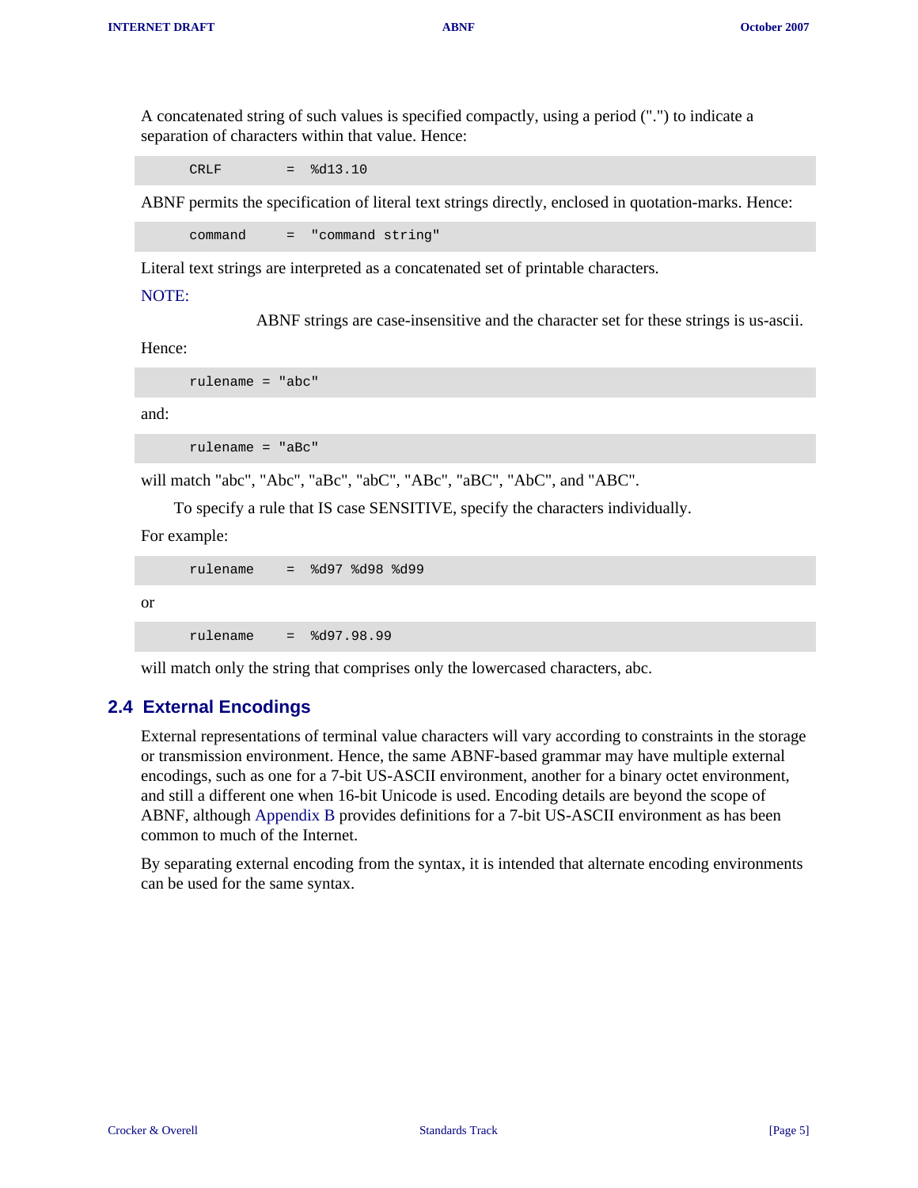A concatenated string of such values is specified compactly, using a period (".") to indicate a separation of characters within that value. Hence:

```
CRLF        =  %d13.10
```

ABNF permits the specification of literal text strings directly, enclosed in quotation-marks. Hence:

```
command     =  "command string"
```

Literal text strings are interpreted as a concatenated set of printable characters.

NOTE:

ABNF strings are case-insensitive and the character set for these strings is us-ascii.

Hence:

```
rulename = "abc"
```

and:

```
rulename = "aBc"
```

will match "abc", "Abc", "aBc", "abC", "ABc", "aBC", "AbC", and "ABC".

To specify a rule that IS case SENSITIVE, specify the characters individually.

For example:

```
rulename    =  %d97 %d98 %d99
```

or

```
rulename    =  %d97.98.99
```

will match only the string that comprises only the lowercased characters, abc.

## 2.4 External Encodings

External representations of terminal value characters will vary according to constraints in the storage or transmission environment. Hence, the same ABNF-based grammar may have multiple external encodings, such as one for a 7-bit US-ASCII environment, another for a binary octet environment, and still a different one when 16-bit Unicode is used. Encoding details are beyond the scope of ABNF, although Appendix B provides definitions for a 7-bit US-ASCII environment as has been common to much of the Internet.

By separating external encoding from the syntax, it is intended that alternate encoding environments can be used for the same syntax.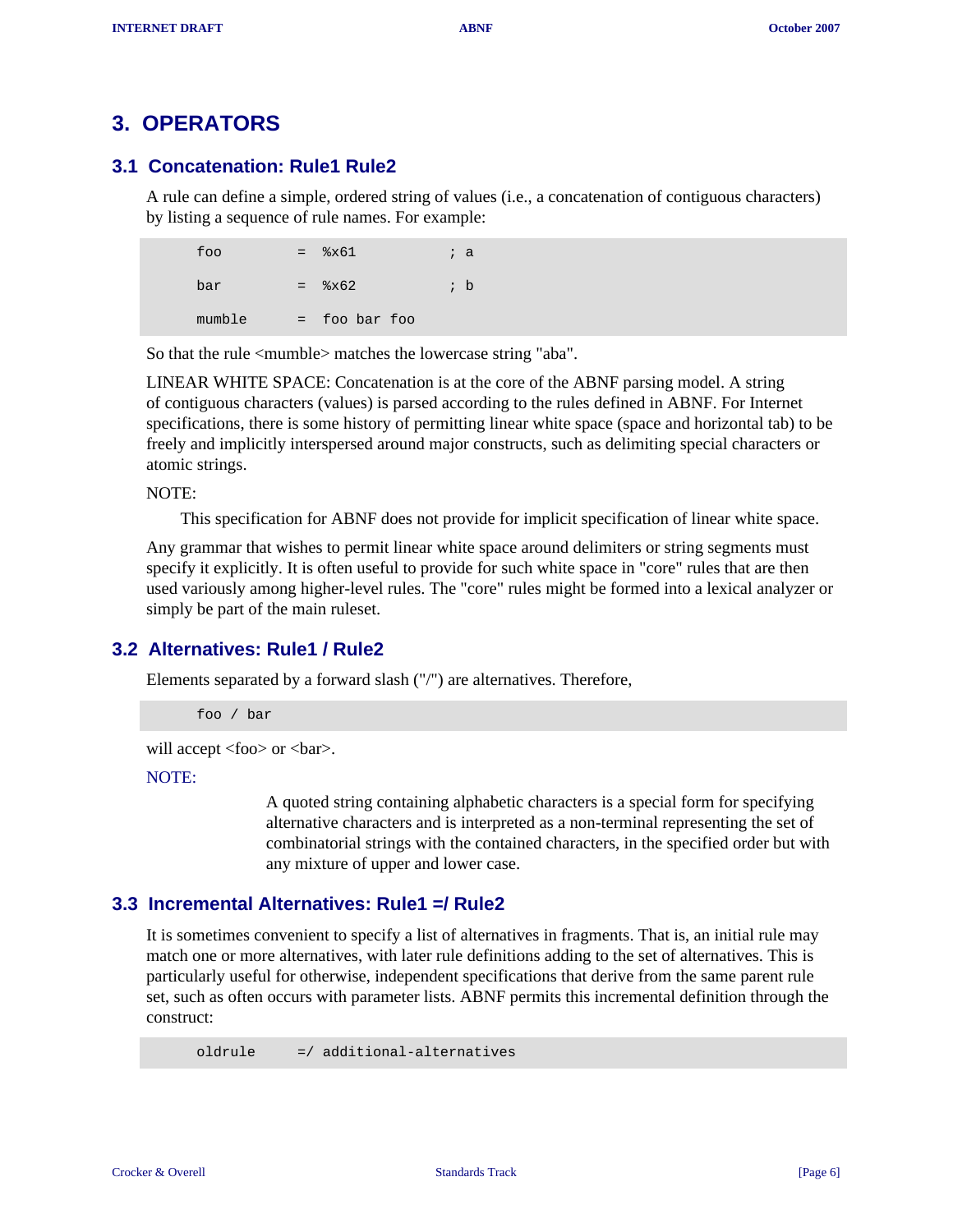# 3. OPERATORS

## 3.1 Concatenation: Rule1 Rule2

A rule can define a simple, ordered string of values (i.e., a concatenation of contiguous characters) by listing a sequence of rule names. For example:

```
foo         =  %x61          ; a

bar         =  %x62          ; b

mumble      =  foo bar foo
```

So that the rule <mumble> matches the lowercase string "aba".

LINEAR WHITE SPACE: Concatenation is at the core of the ABNF parsing model. A string of contiguous characters (values) is parsed according to the rules defined in ABNF. For Internet specifications, there is some history of permitting linear white space (space and horizontal tab) to be freely and implicitly interspersed around major constructs, such as delimiting special characters or atomic strings.

NOTE:

> This specification for ABNF does not provide for implicit specification of linear white space.

Any grammar that wishes to permit linear white space around delimiters or string segments must specify it explicitly. It is often useful to provide for such white space in "core" rules that are then used variously among higher-level rules. The "core" rules might be formed into a lexical analyzer or simply be part of the main ruleset.

## 3.2 Alternatives: Rule1 / Rule2

Elements separated by a forward slash ("/") are alternatives. Therefore,

```
foo / bar
```

will accept <foo> or <bar>.

NOTE:

> A quoted string containing alphabetic characters is a special form for specifying alternative characters and is interpreted as a non-terminal representing the set of combinatorial strings with the contained characters, in the specified order but with any mixture of upper and lower case.

## 3.3 Incremental Alternatives: Rule1 =/ Rule2

It is sometimes convenient to specify a list of alternatives in fragments. That is, an initial rule may match one or more alternatives, with later rule definitions adding to the set of alternatives. This is particularly useful for otherwise, independent specifications that derive from the same parent rule set, such as often occurs with parameter lists. ABNF permits this incremental definition through the construct:

```
oldrule     =/ additional-alternatives
```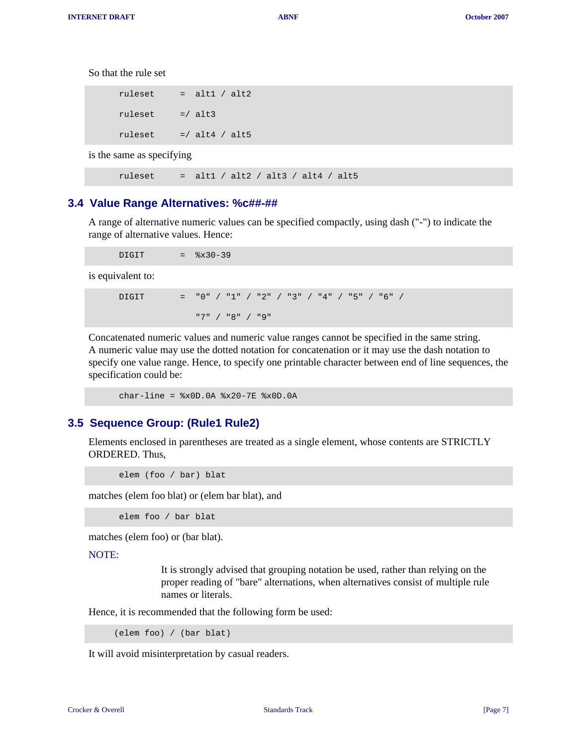So that the rule set

```
ruleset     =  alt1 / alt2

ruleset     =/ alt3

ruleset     =/ alt4 / alt5
```

is the same as specifying

```
ruleset     =  alt1 / alt2 / alt3 / alt4 / alt5
```

## 3.4 Value Range Alternatives: %c##-##

A range of alternative numeric values can be specified compactly, using dash ("-") to indicate the range of alternative values. Hence:

```
DIGIT       =  %x30-39
```

is equivalent to:

```
DIGIT       =  "0" / "1" / "2" / "3" / "4" / "5" / "6" /

               "7" / "8" / "9"
```

Concatenated numeric values and numeric value ranges cannot be specified in the same string. A numeric value may use the dotted notation for concatenation or it may use the dash notation to specify one value range. Hence, to specify one printable character between end of line sequences, the specification could be:

```
char-line = %x0D.0A %x20-7E %x0D.0A
```

## 3.5 Sequence Group: (Rule1 Rule2)

Elements enclosed in parentheses are treated as a single element, whose contents are STRICTLY ORDERED. Thus,

```
elem (foo / bar) blat
```

matches (elem foo blat) or (elem bar blat), and

```
elem foo / bar blat
```

matches (elem foo) or (bar blat).

NOTE:

> It is strongly advised that grouping notation be used, rather than relying on the proper reading of "bare" alternations, when alternatives consist of multiple rule names or literals.

Hence, it is recommended that the following form be used:

```
(elem foo) / (bar blat)
```

It will avoid misinterpretation by casual readers.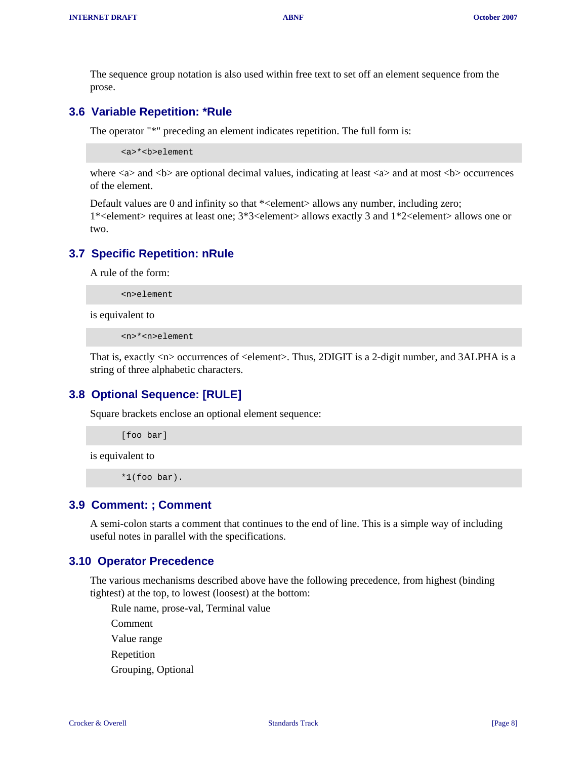The sequence group notation is also used within free text to set off an element sequence from the prose.

## 3.6 Variable Repetition: *Rule

The operator "*" preceding an element indicates repetition. The full form is:

```
<a>*<b>element
```

where <a> and <b> are optional decimal values, indicating at least <a> and at most <b> occurrences of the element.

Default values are 0 and infinity so that *<element> allows any number, including zero; 1*<element> requires at least one; 3*3<element> allows exactly 3 and 1*2<element> allows one or two.

## 3.7 Specific Repetition: nRule

A rule of the form:

```
<n>element
```

is equivalent to

```
<n>*<n>element
```

That is, exactly <n> occurrences of <element>. Thus, 2DIGIT is a 2-digit number, and 3ALPHA is a string of three alphabetic characters.

## 3.8 Optional Sequence: [RULE]

Square brackets enclose an optional element sequence:

```
[foo bar]
```

is equivalent to

```
*1(foo bar).
```

## 3.9 Comment: ; Comment

A semi-colon starts a comment that continues to the end of line. This is a simple way of including useful notes in parallel with the specifications.

## 3.10 Operator Precedence

The various mechanisms described above have the following precedence, from highest (binding tightest) at the top, to lowest (loosest) at the bottom:

Rule name, prose-val, Terminal value

Comment

Value range

Repetition

Grouping, Optional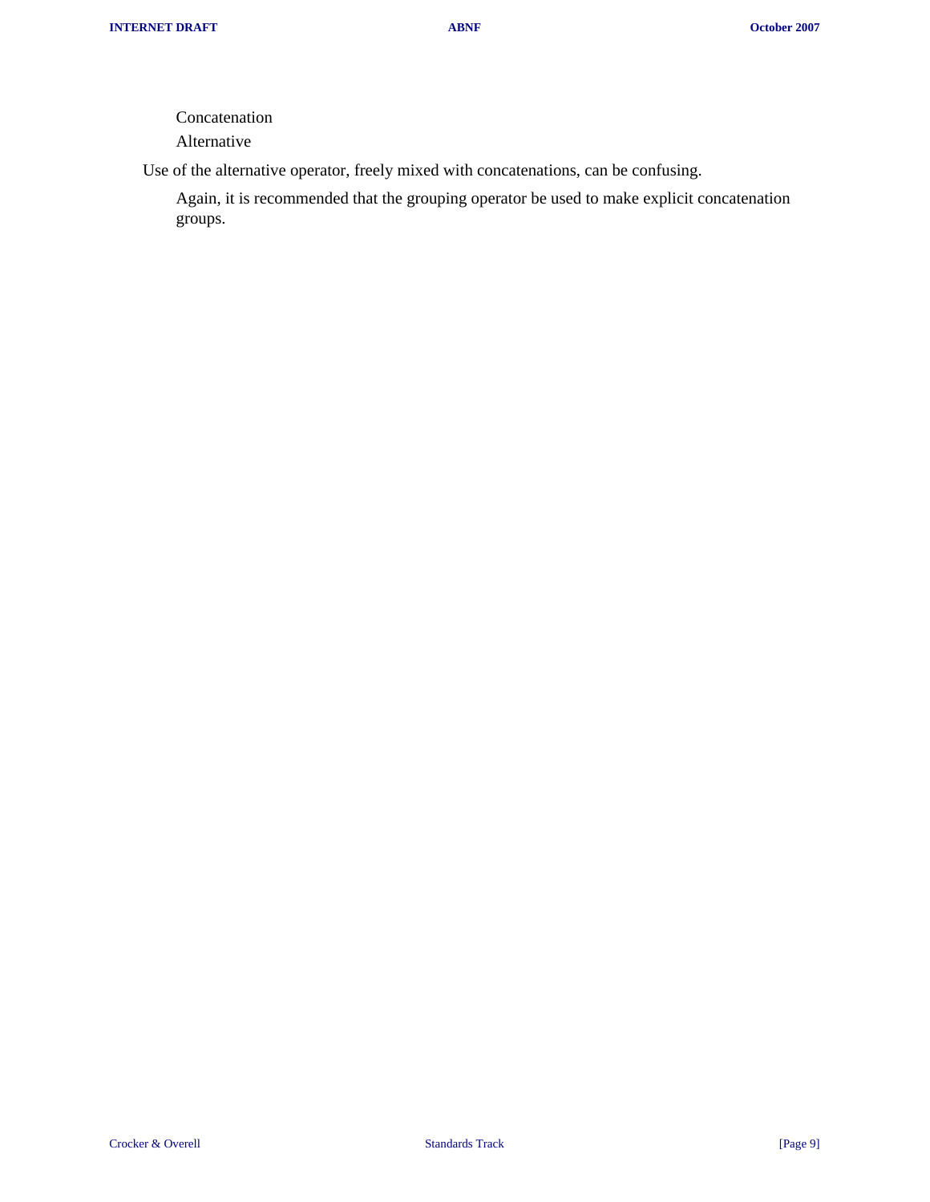Concatenation

Alternative

Use of the alternative operator, freely mixed with concatenations, can be confusing.

Again, it is recommended that the grouping operator be used to make explicit concatenation groups.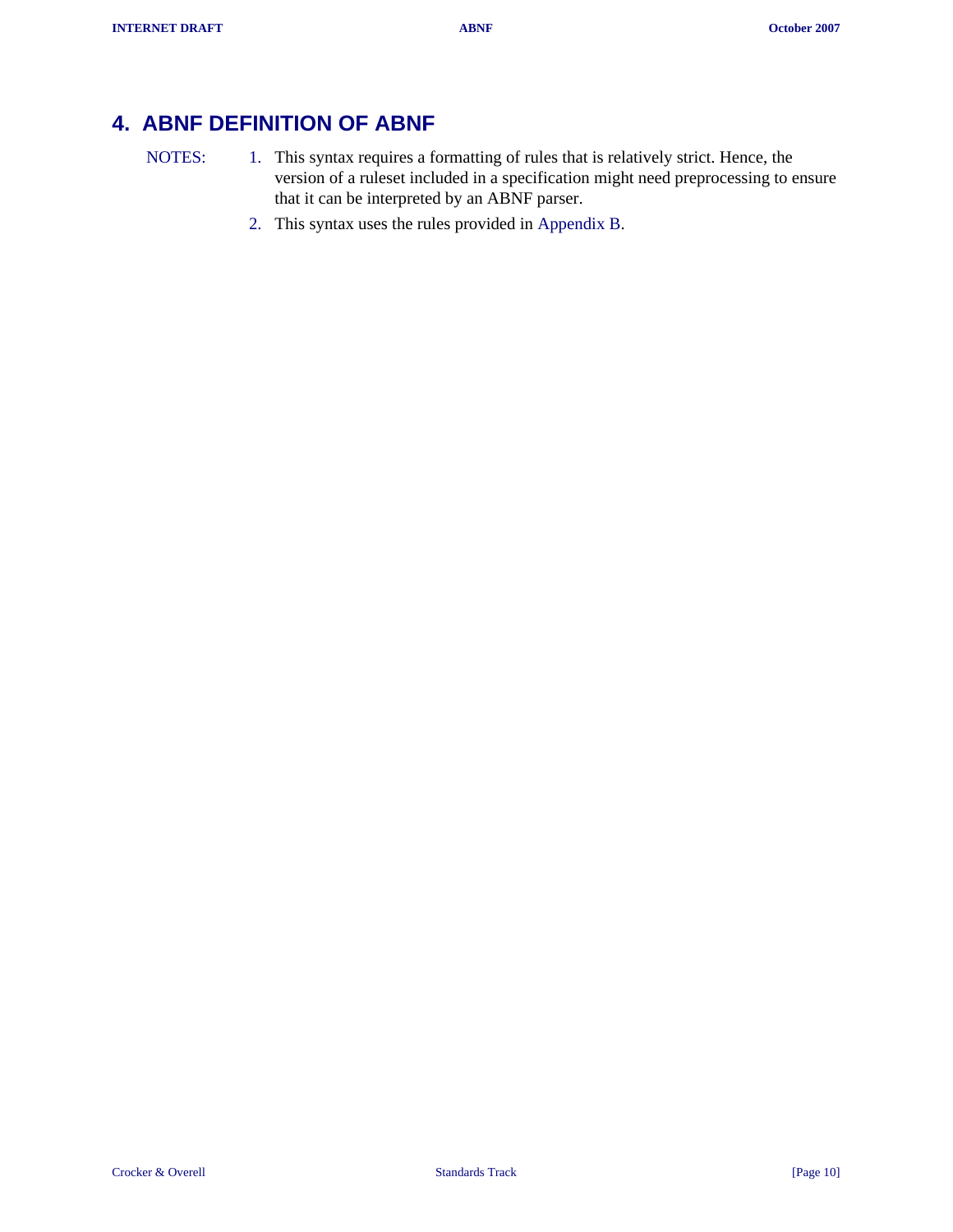## 4. ABNF DEFINITION OF ABNF

NOTES:

1. This syntax requires a formatting of rules that is relatively strict. Hence, the version of a ruleset included in a specification might need preprocessing to ensure that it can be interpreted by an ABNF parser.
2. This syntax uses the rules provided in Appendix B.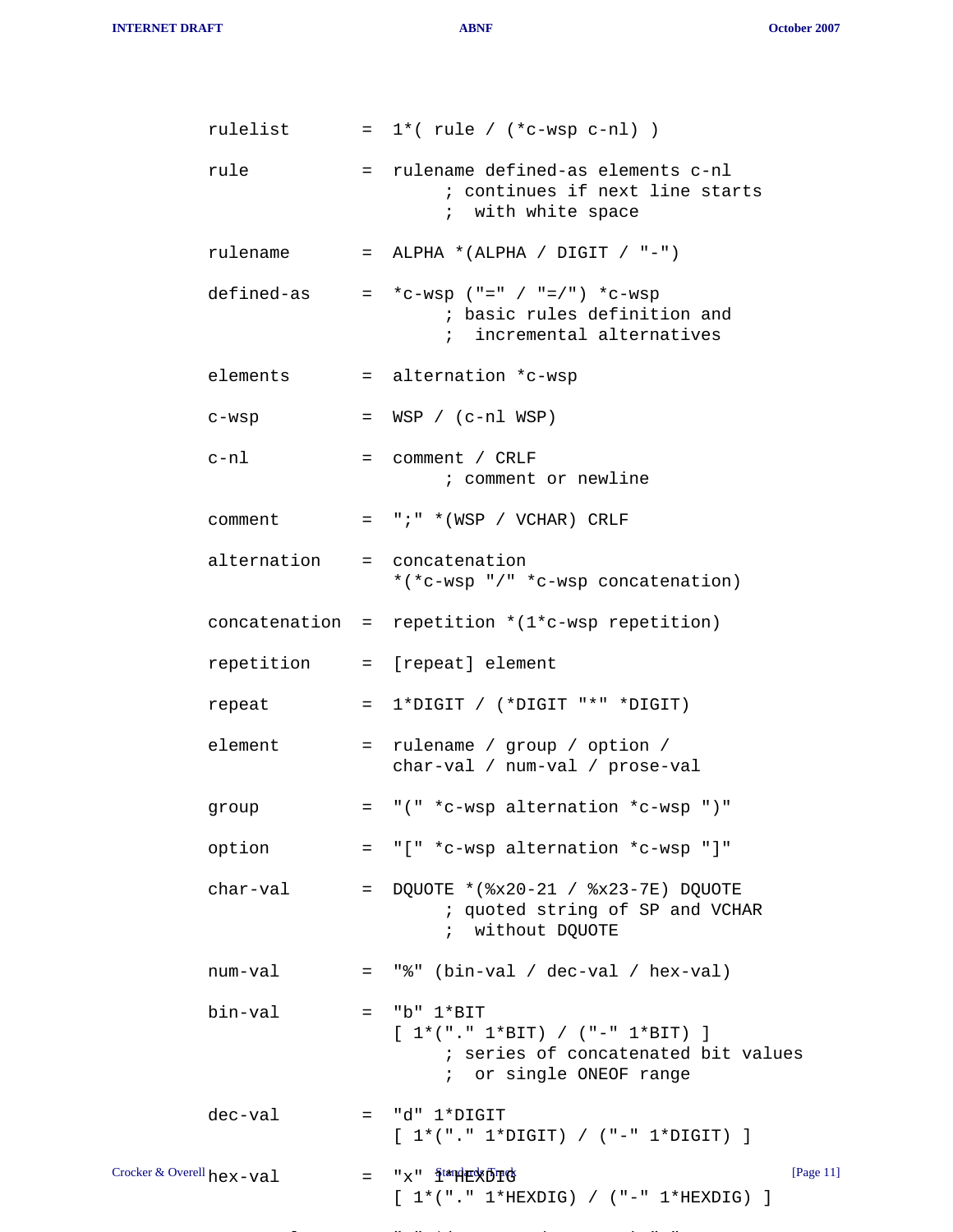```
rulelist       =  1*( rule / (*c-wsp c-nl) )

rule           =  rulename defined-as elements c-nl
                       ; continues if next line starts
                       ;  with white space

rulename       =  ALPHA *(ALPHA / DIGIT / "-")

defined-as     =  *c-wsp ("=" / "=/") *c-wsp
                       ; basic rules definition and
                       ;  incremental alternatives

elements       =  alternation *c-wsp

c-wsp          =  WSP / (c-nl WSP)

c-nl           =  comment / CRLF
                       ; comment or newline

comment        =  ";" *(WSP / VCHAR) CRLF

alternation    =  concatenation
                  *(*c-wsp "/" *c-wsp concatenation)

concatenation  =  repetition *(1*c-wsp repetition)

repetition     =  [repeat] element

repeat         =  1*DIGIT / (*DIGIT "*" *DIGIT)

element        =  rulename / group / option /
                  char-val / num-val / prose-val

group          =  "(" *c-wsp alternation *c-wsp ")"

option         =  "[" *c-wsp alternation *c-wsp "]"

char-val       =  DQUOTE *(%x20-21 / %x23-7E) DQUOTE
                       ; quoted string of SP and VCHAR
                       ;  without DQUOTE

num-val        =  "%" (bin-val / dec-val / hex-val)

bin-val        =  "b" 1*BIT
                  [ 1*("." 1*BIT) / ("-" 1*BIT) ]
                       ; series of concatenated bit values
                       ;  or single ONEOF range

dec-val        =  "d" 1*DIGIT
                  [ 1*("." 1*DIGIT) / ("-" 1*DIGIT) ]

hex-val        =  "x" 1*HEXDIG
                  [ 1*("." 1*HEXDIG) / ("-" 1*HEXDIG) ]
```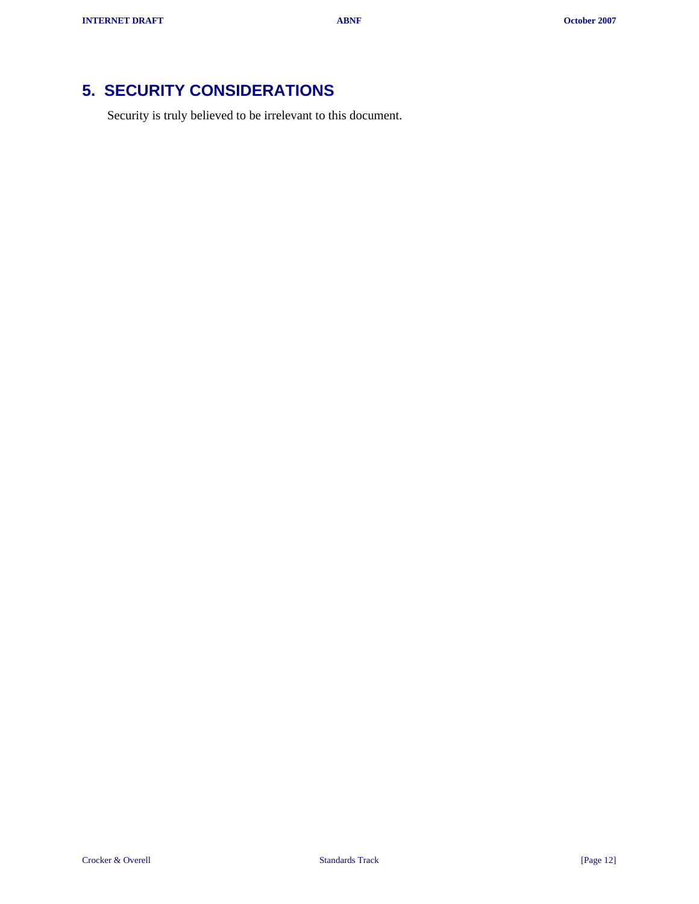## 5. SECURITY CONSIDERATIONS

Security is truly believed to be irrelevant to this document.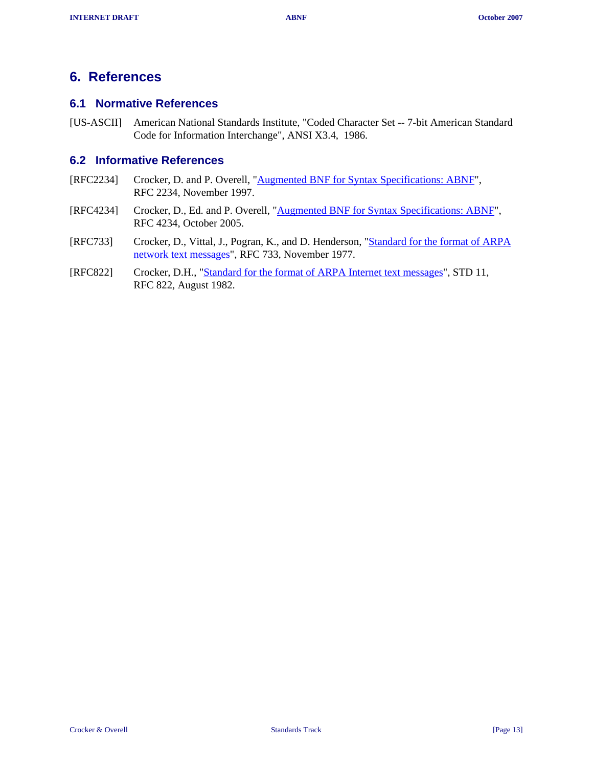# 6. References

## 6.1 Normative References

[US-ASCII] American National Standards Institute, "Coded Character Set -- 7-bit American Standard Code for Information Interchange", ANSI X3.4, 1986.

## 6.2 Informative References

[RFC2234] Crocker, D. and P. Overell, "Augmented BNF for Syntax Specifications: ABNF", RFC 2234, November 1997.

[RFC4234] Crocker, D., Ed. and P. Overell, "Augmented BNF for Syntax Specifications: ABNF", RFC 4234, October 2005.

[RFC733] Crocker, D., Vittal, J., Pogran, K., and D. Henderson, "Standard for the format of ARPA network text messages", RFC 733, November 1977.

[RFC822] Crocker, D.H., "Standard for the format of ARPA Internet text messages", STD 11, RFC 822, August 1982.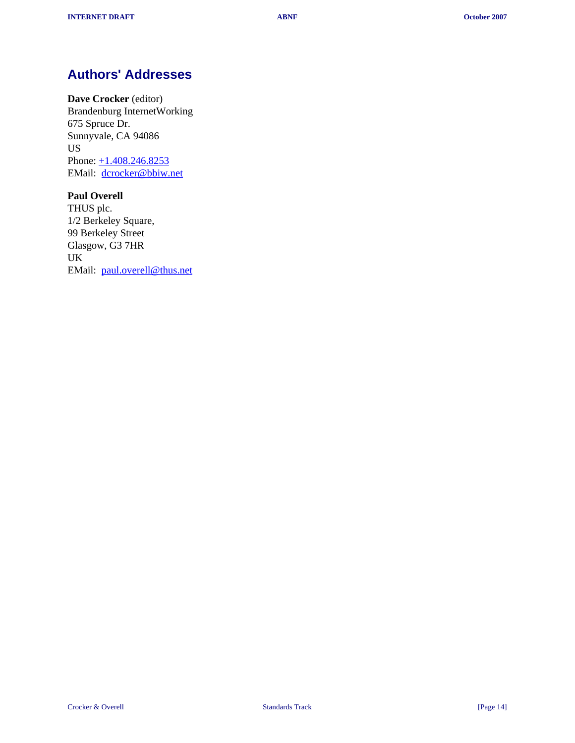## Authors' Addresses

**Dave Crocker** (editor)
Brandenburg InternetWorking
675 Spruce Dr.
Sunnyvale, CA 94086
US
Phone: +1.408.246.8253
EMail: dcrocker@bbiw.net

**Paul Overell**
THUS plc.
1/2 Berkeley Square,
99 Berkeley Street
Glasgow, G3 7HR
UK
EMail: paul.overell@thus.net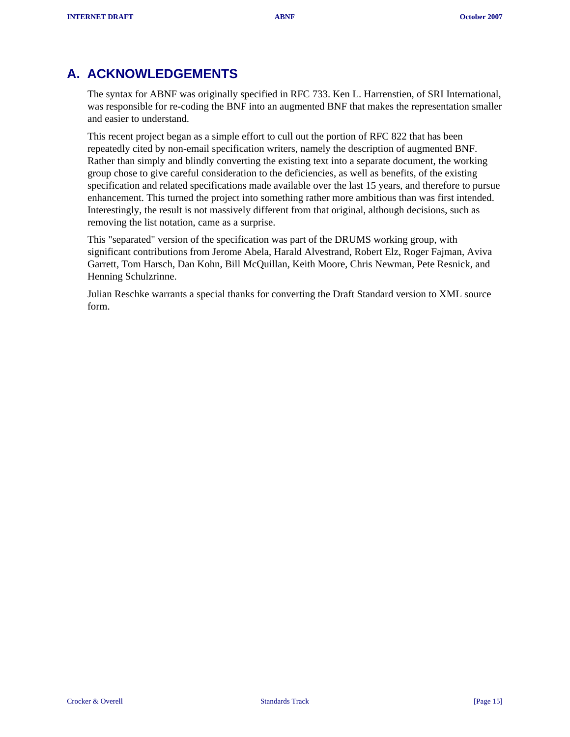# A. ACKNOWLEDGEMENTS

The syntax for ABNF was originally specified in RFC 733. Ken L. Harrenstien, of SRI International, was responsible for re-coding the BNF into an augmented BNF that makes the representation smaller and easier to understand.

This recent project began as a simple effort to cull out the portion of RFC 822 that has been repeatedly cited by non-email specification writers, namely the description of augmented BNF. Rather than simply and blindly converting the existing text into a separate document, the working group chose to give careful consideration to the deficiencies, as well as benefits, of the existing specification and related specifications made available over the last 15 years, and therefore to pursue enhancement. This turned the project into something rather more ambitious than was first intended. Interestingly, the result is not massively different from that original, although decisions, such as removing the list notation, came as a surprise.

This "separated" version of the specification was part of the DRUMS working group, with significant contributions from Jerome Abela, Harald Alvestrand, Robert Elz, Roger Fajman, Aviva Garrett, Tom Harsch, Dan Kohn, Bill McQuillan, Keith Moore, Chris Newman, Pete Resnick, and Henning Schulzrinne.

Julian Reschke warrants a special thanks for converting the Draft Standard version to XML source form.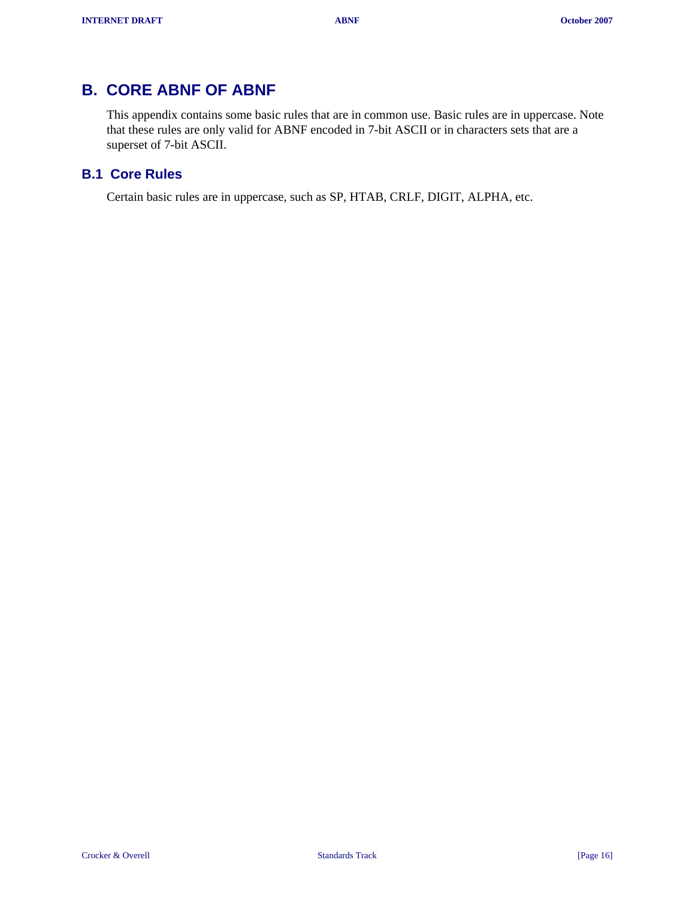# B. CORE ABNF OF ABNF

This appendix contains some basic rules that are in common use. Basic rules are in uppercase. Note that these rules are only valid for ABNF encoded in 7-bit ASCII or in characters sets that are a superset of 7-bit ASCII.

## B.1 Core Rules

Certain basic rules are in uppercase, such as SP, HTAB, CRLF, DIGIT, ALPHA, etc.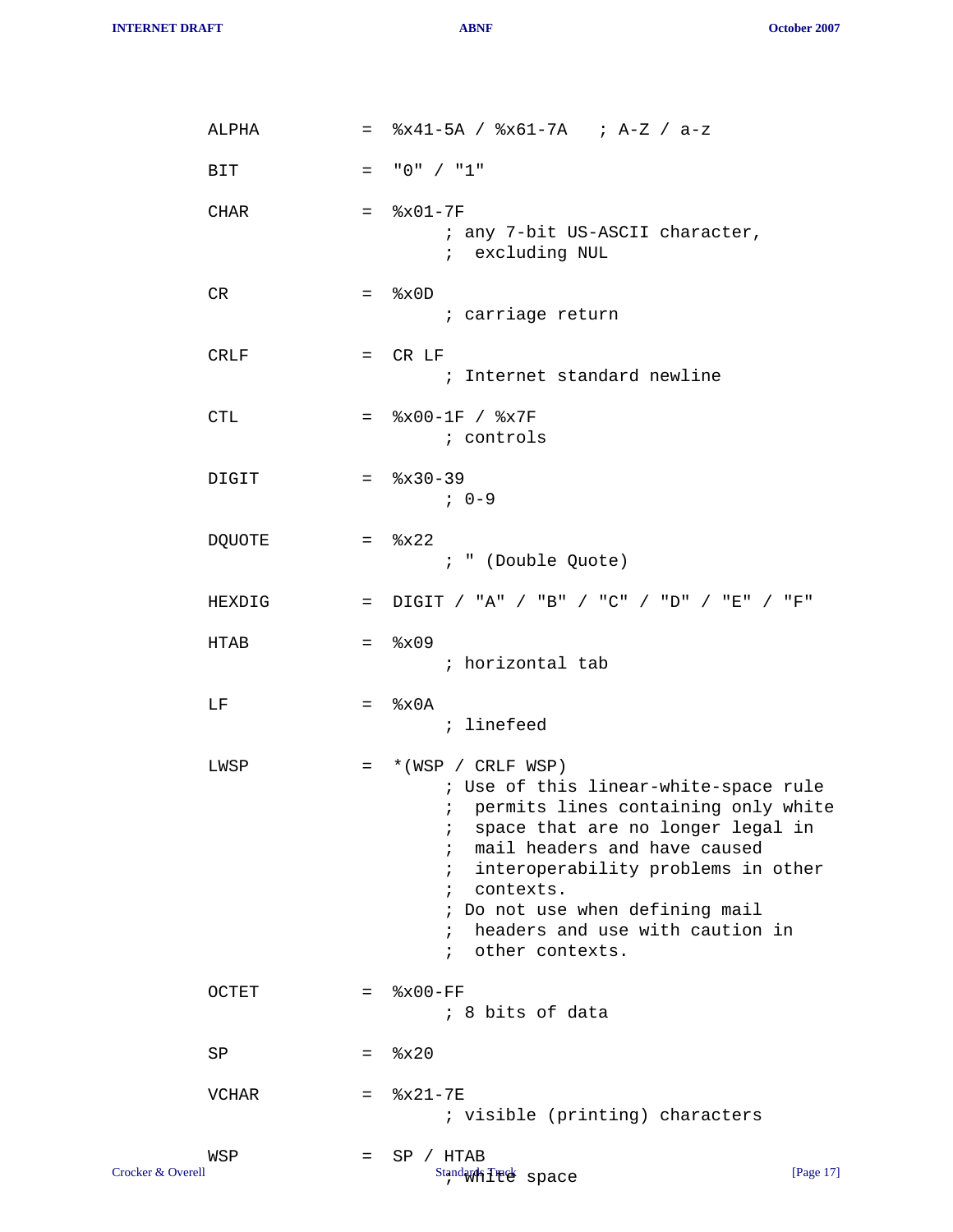```
ALPHA          =  %x41-5A / %x61-7A   ; A-Z / a-z

BIT            =  "0" / "1"

CHAR           =  %x01-7F
                       ; any 7-bit US-ASCII character,
                       ;  excluding NUL

CR             =  %x0D
                       ; carriage return

CRLF           =  CR LF
                       ; Internet standard newline

CTL            =  %x00-1F / %x7F
                       ; controls

DIGIT          =  %x30-39
                       ; 0-9

DQUOTE         =  %x22
                       ; " (Double Quote)

HEXDIG         =  DIGIT / "A" / "B" / "C" / "D" / "E" / "F"

HTAB           =  %x09
                       ; horizontal tab

LF             =  %x0A
                       ; linefeed

LWSP           =  *(WSP / CRLF WSP)
                       ; Use of this linear-white-space rule
                       ;  permits lines containing only white
                       ;  space that are no longer legal in
                       ;  mail headers and have caused
                       ;  interoperability problems in other
                       ;  contexts.
                       ; Do not use when defining mail
                       ;  headers and use with caution in
                       ;  other contexts.

OCTET          =  %x00-FF
                       ; 8 bits of data

SP             =  %x20

VCHAR          =  %x21-7E
                       ; visible (printing) characters

WSP            =  SP / HTAB
                       ; white space
```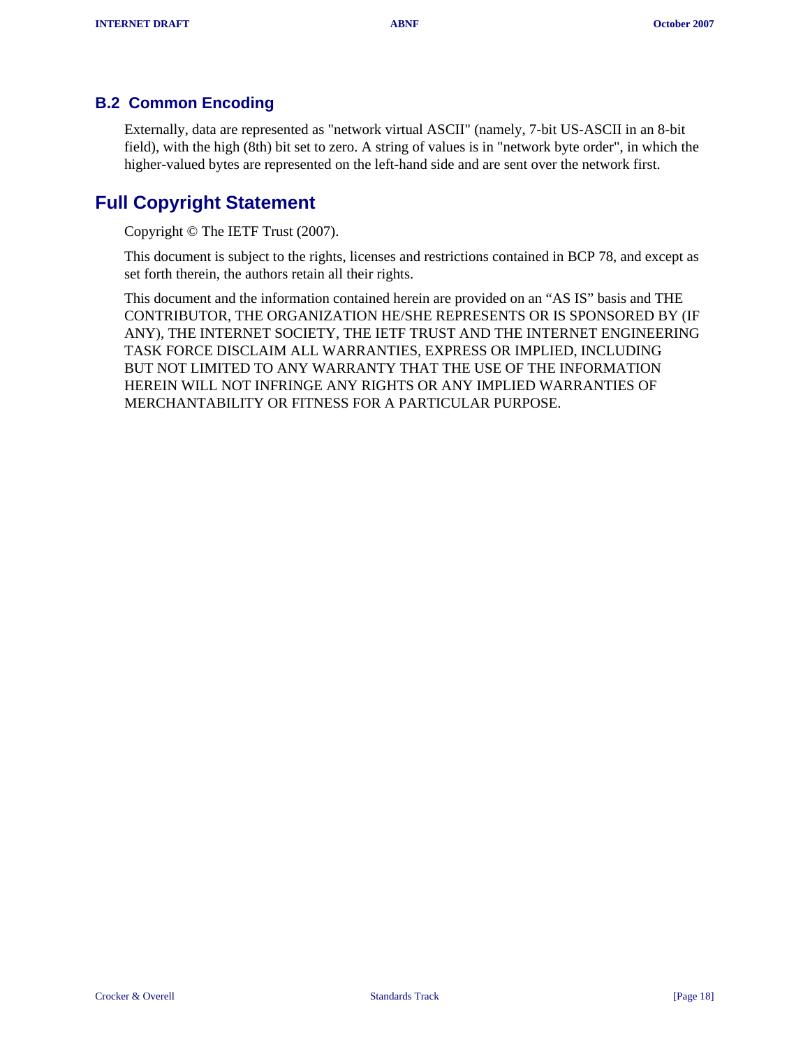### B.2 Common Encoding

Externally, data are represented as "network virtual ASCII" (namely, 7-bit US-ASCII in an 8-bit field), with the high (8th) bit set to zero. A string of values is in "network byte order", in which the higher-valued bytes are represented on the left-hand side and are sent over the network first.

## Full Copyright Statement

Copyright © The IETF Trust (2007).

This document is subject to the rights, licenses and restrictions contained in BCP 78, and except as set forth therein, the authors retain all their rights.

This document and the information contained herein are provided on an “AS IS” basis and THE CONTRIBUTOR, THE ORGANIZATION HE/SHE REPRESENTS OR IS SPONSORED BY (IF ANY), THE INTERNET SOCIETY, THE IETF TRUST AND THE INTERNET ENGINEERING TASK FORCE DISCLAIM ALL WARRANTIES, EXPRESS OR IMPLIED, INCLUDING BUT NOT LIMITED TO ANY WARRANTY THAT THE USE OF THE INFORMATION HEREIN WILL NOT INFRINGE ANY RIGHTS OR ANY IMPLIED WARRANTIES OF MERCHANTABILITY OR FITNESS FOR A PARTICULAR PURPOSE.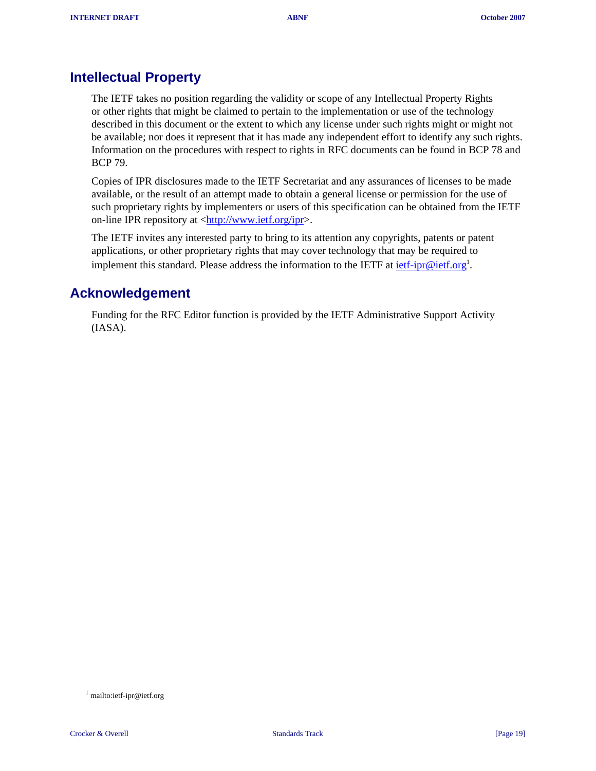## Intellectual Property

The IETF takes no position regarding the validity or scope of any Intellectual Property Rights or other rights that might be claimed to pertain to the implementation or use of the technology described in this document or the extent to which any license under such rights might or might not be available; nor does it represent that it has made any independent effort to identify any such rights. Information on the procedures with respect to rights in RFC documents can be found in BCP 78 and BCP 79.

Copies of IPR disclosures made to the IETF Secretariat and any assurances of licenses to be made available, or the result of an attempt made to obtain a general license or permission for the use of such proprietary rights by implementers or users of this specification can be obtained from the IETF on-line IPR repository at <http://www.ietf.org/ipr>.

The IETF invites any interested party to bring to its attention any copyrights, patents or patent applications, or other proprietary rights that may cover technology that may be required to implement this standard. Please address the information to the IETF at ietf-ipr@ietf.org[1].

## Acknowledgement

Funding for the RFC Editor function is provided by the IETF Administrative Support Activity (IASA).

[1] mailto:ietf-ipr@ietf.org